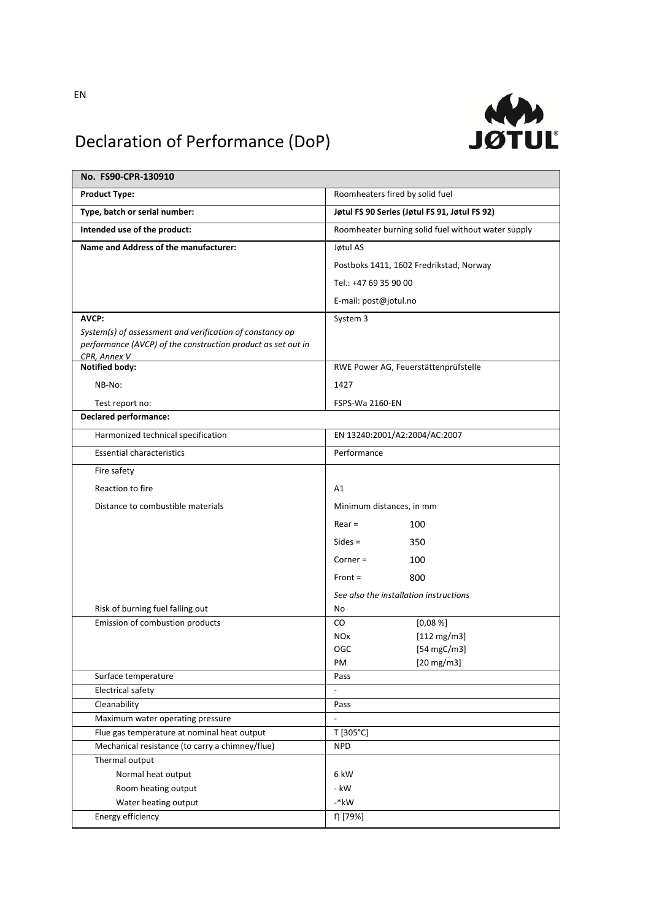EN

# Declaration of Performance (DoP)

| No. FS90-CPR-130910 | |
|---|---|
| **Product Type:** | Roomheaters fired by solid fuel |
| **Type, batch or serial number:** | **Jøtul FS 90 Series (Jøtul FS 91, Jøtul FS 92)** |
| **Intended use of the product:** | Roomheater burning solid fuel without water supply |
| **Name and Address of the manufacturer:** | Jøtul AS<br>Postboks 1411, 1602 Fredrikstad, Norway<br>Tel.: +47 69 35 90 00<br>E-mail: post@jotul.no |
| **AVCP:**<br>*System(s) of assessment and verification of constancy op performance (AVCP) of the construction product as set out in CPR, Annex V* | System 3 |
| **Notified body:** | RWE Power AG, Feuerstättenprüfstelle |
| NB-No: | 1427 |
| Test report no: | FSPS-Wa 2160-EN |
| **Declared performance:** | |
| Harmonized technical specification | EN 13240:2001/A2:2004/AC:2007 |
| Essential characteristics | Performance |
| Fire safety | |
| Reaction to fire | A1 |
| Distance to combustible materials | Minimum distances, in mm<br>Rear = 100<br>Sides = 350<br>Corner = 100<br>Front = 800<br>*See also the installation instructions* |
| Risk of burning fuel falling out | No |
| Emission of combustion products | CO [0,08 %]<br>NOx [112 mg/m3]<br>OGC [54 mgC/m3]<br>PM [20 mg/m3] |
| Surface temperature | Pass |
| Electrical safety | - |
| Cleanability | Pass |
| Maximum water operating pressure | - |
| Flue gas temperature at nominal heat output | T [305°C] |
| Mechanical resistance (to carry a chimney/flue) | NPD |
| Thermal output | |
| Normal heat output | 6 kW |
| Room heating output | - kW |
| Water heating output | -*kW |
| Energy efficiency | η [79%] |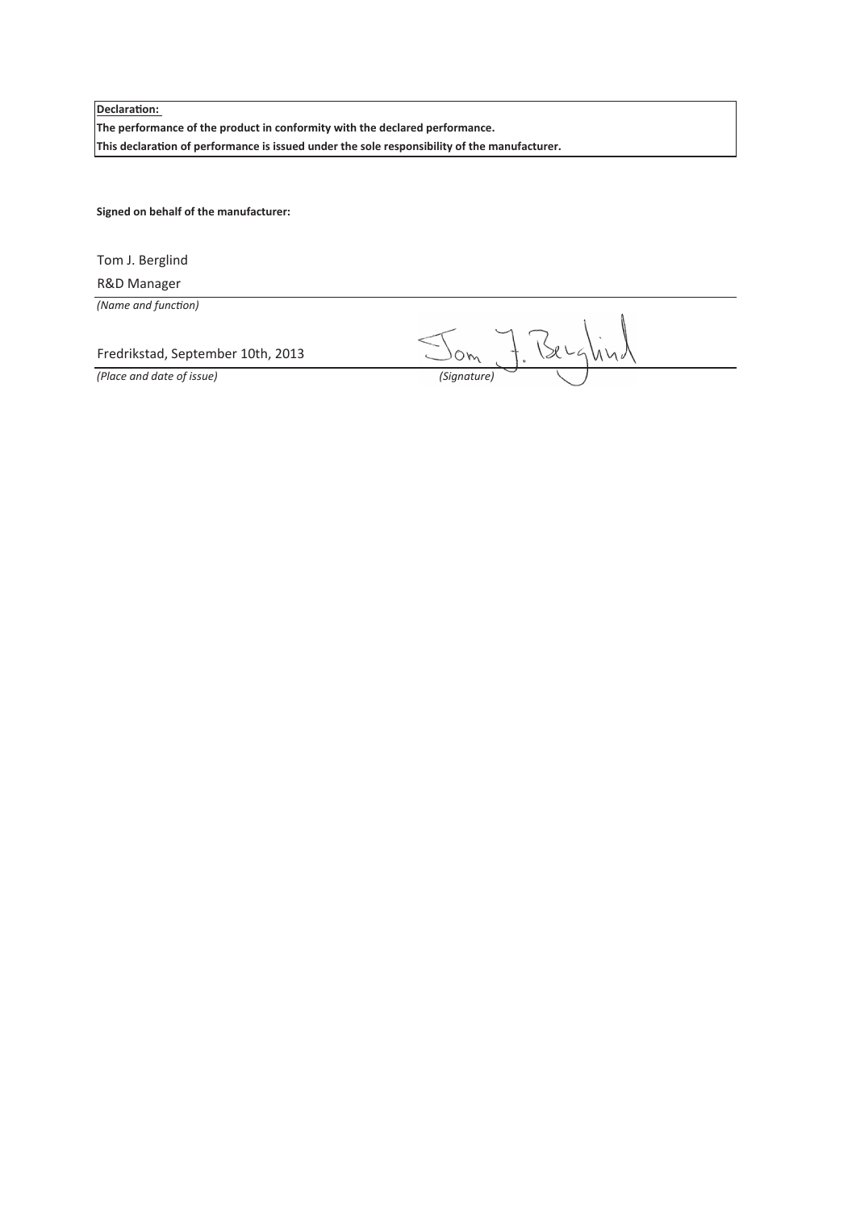| **Declaration:** |
| --- |
| **The performance of the product in conformity with the declared performance.** |
| **This declaration of performance is issued under the sole responsibility of the manufacturer.** |

**Signed on behalf of the manufacturer:**

Tom J. Berglind

R&D Manager

*(Name and function)*

Fredrikstad, September 10th, 2013

*(Place and date of issue)* *(Signature)*